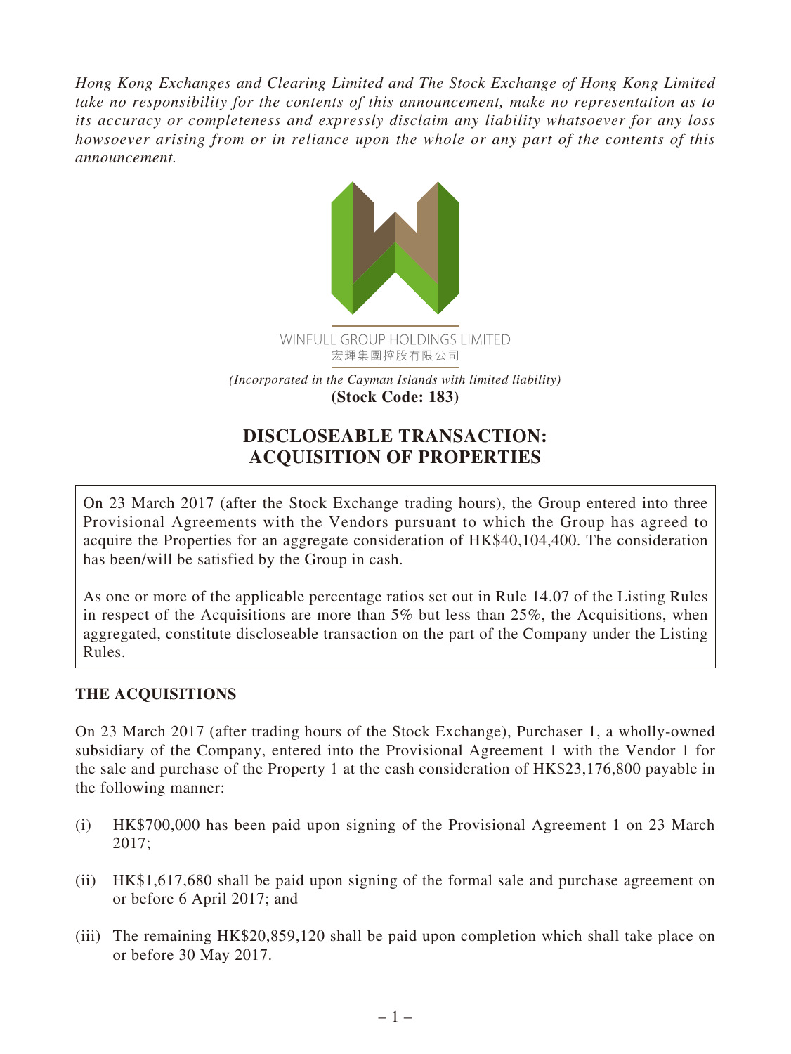*Hong Kong Exchanges and Clearing Limited and The Stock Exchange of Hong Kong Limited take no responsibility for the contents of this announcement, make no representation as to its accuracy or completeness and expressly disclaim any liability whatsoever for any loss howsoever arising from or in reliance upon the whole or any part of the contents of this announcement.*

WINFULL GROUP HOLDINGS LIMITED
宏輝集團控股有限公司

*(Incorporated in the Cayman Islands with limited liability)*
**(Stock Code: 183)**

# DISCLOSEABLE TRANSACTION: ACQUISITION OF PROPERTIES

On 23 March 2017 (after the Stock Exchange trading hours), the Group entered into three Provisional Agreements with the Vendors pursuant to which the Group has agreed to acquire the Properties for an aggregate consideration of HK$40,104,400. The consideration has been/will be satisfied by the Group in cash.

As one or more of the applicable percentage ratios set out in Rule 14.07 of the Listing Rules in respect of the Acquisitions are more than 5% but less than 25%, the Acquisitions, when aggregated, constitute discloseable transaction on the part of the Company under the Listing Rules.

## THE ACQUISITIONS

On 23 March 2017 (after trading hours of the Stock Exchange), Purchaser 1, a wholly-owned subsidiary of the Company, entered into the Provisional Agreement 1 with the Vendor 1 for the sale and purchase of the Property 1 at the cash consideration of HK$23,176,800 payable in the following manner:

(i) HK$700,000 has been paid upon signing of the Provisional Agreement 1 on 23 March 2017;

(ii) HK$1,617,680 shall be paid upon signing of the formal sale and purchase agreement on or before 6 April 2017; and

(iii) The remaining HK$20,859,120 shall be paid upon completion which shall take place on or before 30 May 2017.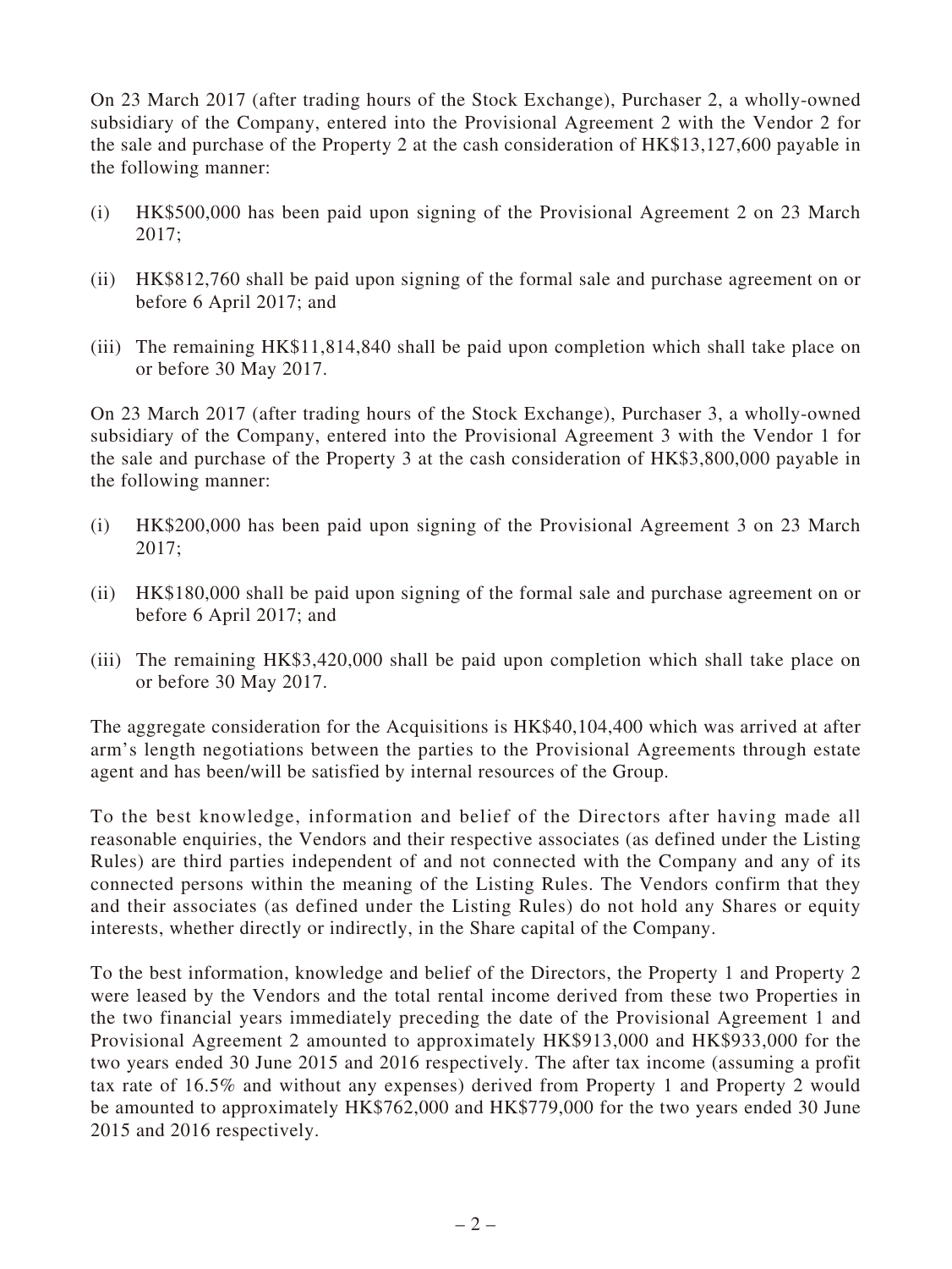On 23 March 2017 (after trading hours of the Stock Exchange), Purchaser 2, a wholly-owned subsidiary of the Company, entered into the Provisional Agreement 2 with the Vendor 2 for the sale and purchase of the Property 2 at the cash consideration of HK$13,127,600 payable in the following manner:

(i) HK$500,000 has been paid upon signing of the Provisional Agreement 2 on 23 March 2017;

(ii) HK$812,760 shall be paid upon signing of the formal sale and purchase agreement on or before 6 April 2017; and

(iii) The remaining HK$11,814,840 shall be paid upon completion which shall take place on or before 30 May 2017.

On 23 March 2017 (after trading hours of the Stock Exchange), Purchaser 3, a wholly-owned subsidiary of the Company, entered into the Provisional Agreement 3 with the Vendor 1 for the sale and purchase of the Property 3 at the cash consideration of HK$3,800,000 payable in the following manner:

(i) HK$200,000 has been paid upon signing of the Provisional Agreement 3 on 23 March 2017;

(ii) HK$180,000 shall be paid upon signing of the formal sale and purchase agreement on or before 6 April 2017; and

(iii) The remaining HK$3,420,000 shall be paid upon completion which shall take place on or before 30 May 2017.

The aggregate consideration for the Acquisitions is HK$40,104,400 which was arrived at after arm's length negotiations between the parties to the Provisional Agreements through estate agent and has been/will be satisfied by internal resources of the Group.

To the best knowledge, information and belief of the Directors after having made all reasonable enquiries, the Vendors and their respective associates (as defined under the Listing Rules) are third parties independent of and not connected with the Company and any of its connected persons within the meaning of the Listing Rules. The Vendors confirm that they and their associates (as defined under the Listing Rules) do not hold any Shares or equity interests, whether directly or indirectly, in the Share capital of the Company.

To the best information, knowledge and belief of the Directors, the Property 1 and Property 2 were leased by the Vendors and the total rental income derived from these two Properties in the two financial years immediately preceding the date of the Provisional Agreement 1 and Provisional Agreement 2 amounted to approximately HK$913,000 and HK$933,000 for the two years ended 30 June 2015 and 2016 respectively. The after tax income (assuming a profit tax rate of 16.5% and without any expenses) derived from Property 1 and Property 2 would be amounted to approximately HK$762,000 and HK$779,000 for the two years ended 30 June 2015 and 2016 respectively.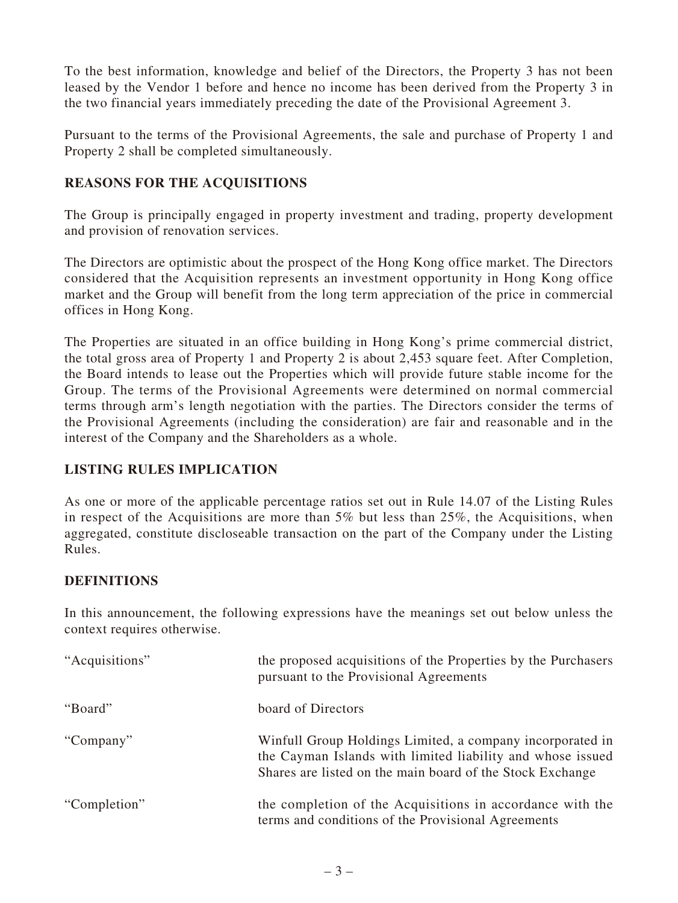To the best information, knowledge and belief of the Directors, the Property 3 has not been leased by the Vendor 1 before and hence no income has been derived from the Property 3 in the two financial years immediately preceding the date of the Provisional Agreement 3.

Pursuant to the terms of the Provisional Agreements, the sale and purchase of Property 1 and Property 2 shall be completed simultaneously.

## REASONS FOR THE ACQUISITIONS

The Group is principally engaged in property investment and trading, property development and provision of renovation services.

The Directors are optimistic about the prospect of the Hong Kong office market. The Directors considered that the Acquisition represents an investment opportunity in Hong Kong office market and the Group will benefit from the long term appreciation of the price in commercial offices in Hong Kong.

The Properties are situated in an office building in Hong Kong's prime commercial district, the total gross area of Property 1 and Property 2 is about 2,453 square feet. After Completion, the Board intends to lease out the Properties which will provide future stable income for the Group. The terms of the Provisional Agreements were determined on normal commercial terms through arm's length negotiation with the parties. The Directors consider the terms of the Provisional Agreements (including the consideration) are fair and reasonable and in the interest of the Company and the Shareholders as a whole.

## LISTING RULES IMPLICATION

As one or more of the applicable percentage ratios set out in Rule 14.07 of the Listing Rules in respect of the Acquisitions are more than 5% but less than 25%, the Acquisitions, when aggregated, constitute discloseable transaction on the part of the Company under the Listing Rules.

## DEFINITIONS

In this announcement, the following expressions have the meanings set out below unless the context requires otherwise.

| | |
|---|---|
| "Acquisitions" | the proposed acquisitions of the Properties by the Purchasers pursuant to the Provisional Agreements |
| "Board" | board of Directors |
| "Company" | Winfull Group Holdings Limited, a company incorporated in the Cayman Islands with limited liability and whose issued Shares are listed on the main board of the Stock Exchange |
| "Completion" | the completion of the Acquisitions in accordance with the terms and conditions of the Provisional Agreements |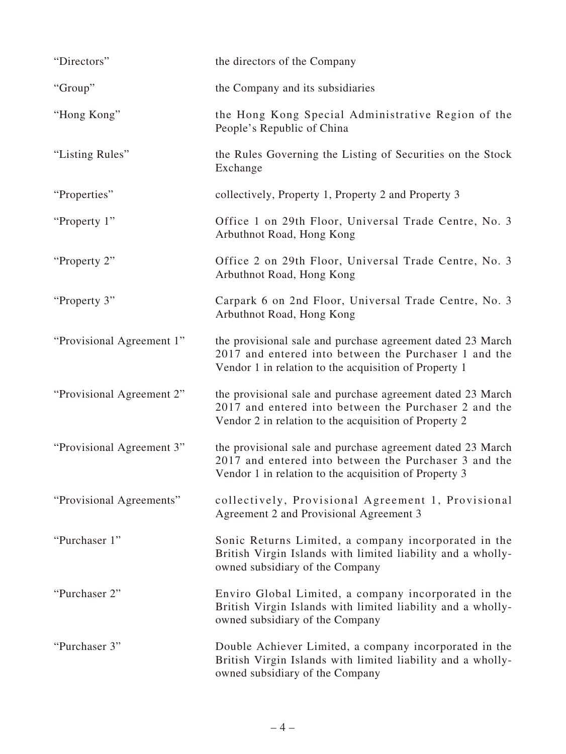| | |
|---|---|
| "Directors" | the directors of the Company |
| "Group" | the Company and its subsidiaries |
| "Hong Kong" | the Hong Kong Special Administrative Region of the People's Republic of China |
| "Listing Rules" | the Rules Governing the Listing of Securities on the Stock Exchange |
| "Properties" | collectively, Property 1, Property 2 and Property 3 |
| "Property 1" | Office 1 on 29th Floor, Universal Trade Centre, No. 3 Arbuthnot Road, Hong Kong |
| "Property 2" | Office 2 on 29th Floor, Universal Trade Centre, No. 3 Arbuthnot Road, Hong Kong |
| "Property 3" | Carpark 6 on 2nd Floor, Universal Trade Centre, No. 3 Arbuthnot Road, Hong Kong |
| "Provisional Agreement 1" | the provisional sale and purchase agreement dated 23 March 2017 and entered into between the Purchaser 1 and the Vendor 1 in relation to the acquisition of Property 1 |
| "Provisional Agreement 2" | the provisional sale and purchase agreement dated 23 March 2017 and entered into between the Purchaser 2 and the Vendor 2 in relation to the acquisition of Property 2 |
| "Provisional Agreement 3" | the provisional sale and purchase agreement dated 23 March 2017 and entered into between the Purchaser 3 and the Vendor 1 in relation to the acquisition of Property 3 |
| "Provisional Agreements" | collectively, Provisional Agreement 1, Provisional Agreement 2 and Provisional Agreement 3 |
| "Purchaser 1" | Sonic Returns Limited, a company incorporated in the British Virgin Islands with limited liability and a wholly-owned subsidiary of the Company |
| "Purchaser 2" | Enviro Global Limited, a company incorporated in the British Virgin Islands with limited liability and a wholly-owned subsidiary of the Company |
| "Purchaser 3" | Double Achiever Limited, a company incorporated in the British Virgin Islands with limited liability and a wholly-owned subsidiary of the Company |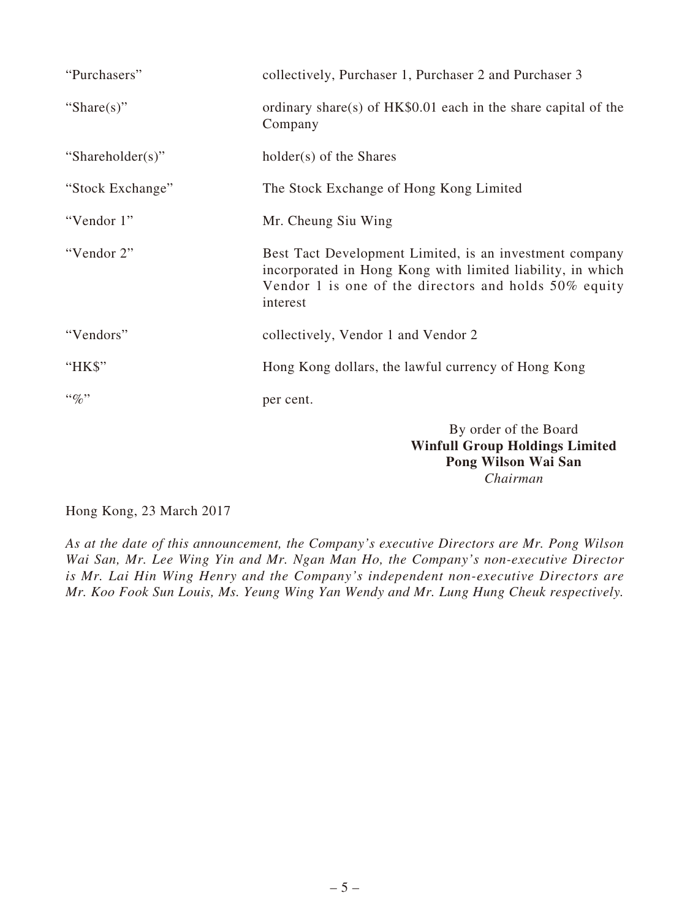| | |
|---|---|
| "Purchasers" | collectively, Purchaser 1, Purchaser 2 and Purchaser 3 |
| "Share(s)" | ordinary share(s) of HK$0.01 each in the share capital of the Company |
| "Shareholder(s)" | holder(s) of the Shares |
| "Stock Exchange" | The Stock Exchange of Hong Kong Limited |
| "Vendor 1" | Mr. Cheung Siu Wing |
| "Vendor 2" | Best Tact Development Limited, is an investment company incorporated in Hong Kong with limited liability, in which Vendor 1 is one of the directors and holds 50% equity interest |
| "Vendors" | collectively, Vendor 1 and Vendor 2 |
| "HK$" | Hong Kong dollars, the lawful currency of Hong Kong |
| "%" | per cent. |

By order of the Board
**Winfull Group Holdings Limited**
**Pong Wilson Wai San**
*Chairman*

Hong Kong, 23 March 2017

*As at the date of this announcement, the Company's executive Directors are Mr. Pong Wilson Wai San, Mr. Lee Wing Yin and Mr. Ngan Man Ho, the Company's non-executive Director is Mr. Lai Hin Wing Henry and the Company's independent non-executive Directors are Mr. Koo Fook Sun Louis, Ms. Yeung Wing Yan Wendy and Mr. Lung Hung Cheuk respectively.*